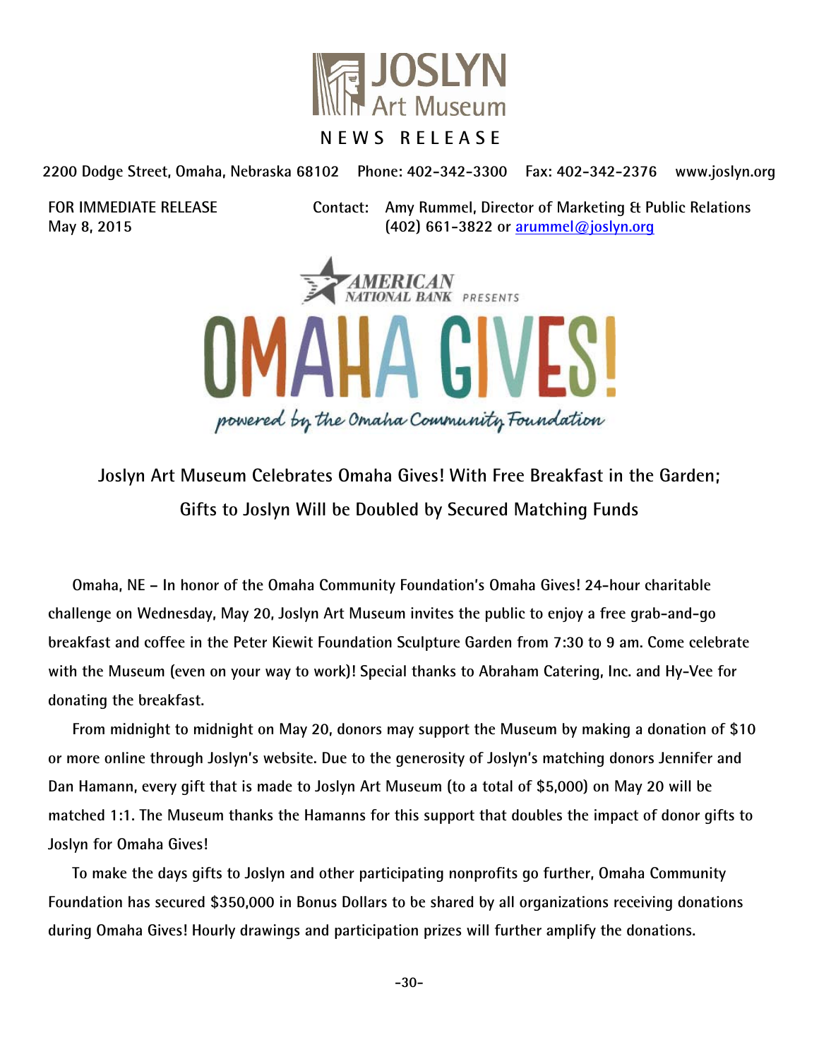# JOSLYN Art Museum

NEWS RELEASE

2200 Dodge Street, Omaha, Nebraska 68102 Phone: 402-342-3300 Fax: 402-342-2376 www.joslyn.org

FOR IMMEDIATE RELEASE
May 8, 2015

Contact: Amy Rummel, Director of Marketing & Public Relations
(402) 661-3822 or arummel@joslyn.org

AMERICAN NATIONAL BANK PRESENTS

OMAHA GIVES!

powered by the Omaha Community Foundation

## Joslyn Art Museum Celebrates Omaha Gives! With Free Breakfast in the Garden; Gifts to Joslyn Will be Doubled by Secured Matching Funds

Omaha, NE – In honor of the Omaha Community Foundation's Omaha Gives! 24-hour charitable challenge on Wednesday, May 20, Joslyn Art Museum invites the public to enjoy a free grab-and-go breakfast and coffee in the Peter Kiewit Foundation Sculpture Garden from 7:30 to 9 am. Come celebrate with the Museum (even on your way to work)! Special thanks to Abraham Catering, Inc. and Hy-Vee for donating the breakfast.

From midnight to midnight on May 20, donors may support the Museum by making a donation of $10 or more online through Joslyn's website. Due to the generosity of Joslyn's matching donors Jennifer and Dan Hamann, every gift that is made to Joslyn Art Museum (to a total of $5,000) on May 20 will be matched 1:1. The Museum thanks the Hamanns for this support that doubles the impact of donor gifts to Joslyn for Omaha Gives!

To make the days gifts to Joslyn and other participating nonprofits go further, Omaha Community Foundation has secured $350,000 in Bonus Dollars to be shared by all organizations receiving donations during Omaha Gives! Hourly drawings and participation prizes will further amplify the donations.

-30-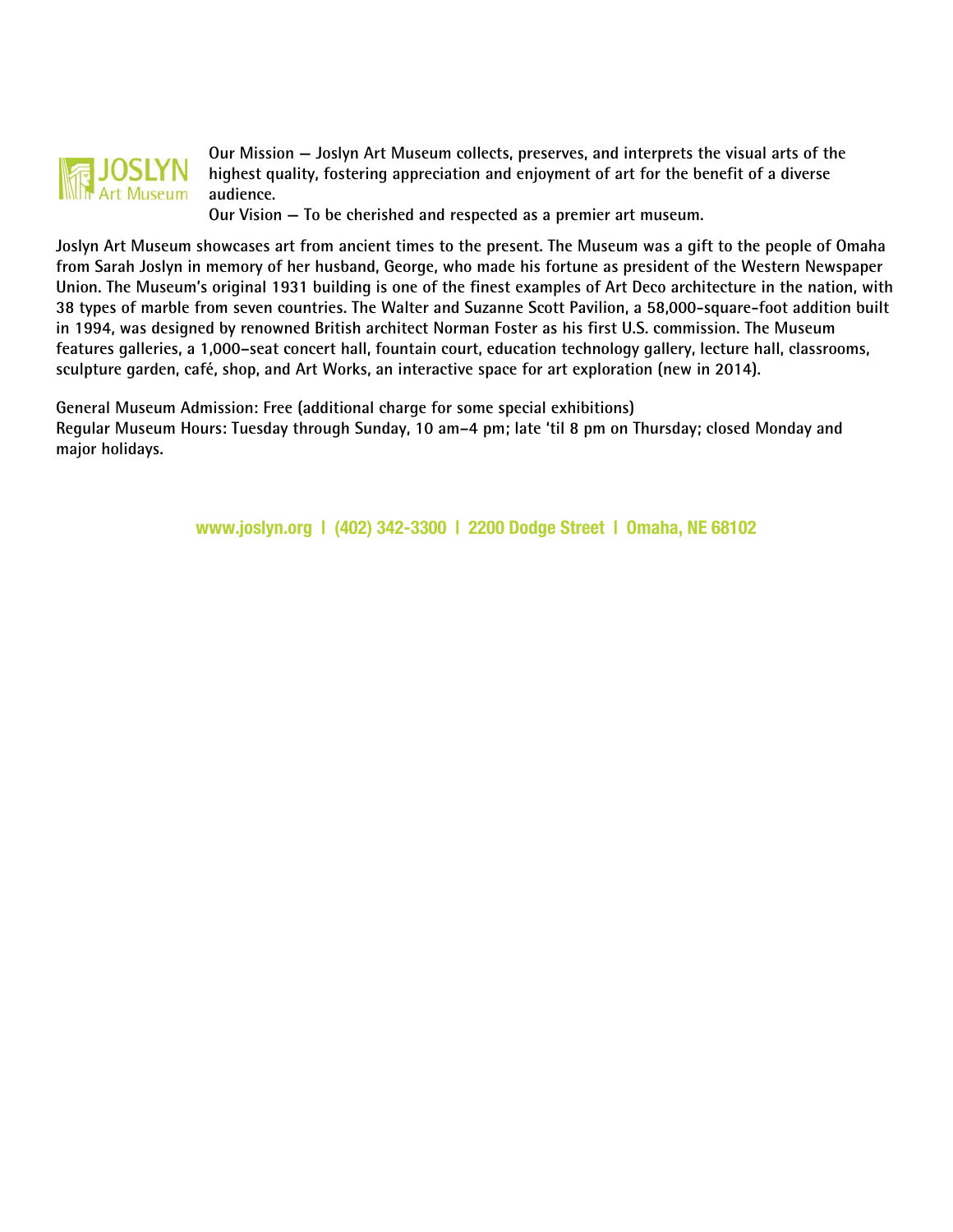JOSLYN Art Museum

**Our Mission — Joslyn Art Museum collects, preserves, and interprets the visual arts of the highest quality, fostering appreciation and enjoyment of art for the benefit of a diverse audience.**
**Our Vision — To be cherished and respected as a premier art museum.**

**Joslyn Art Museum showcases art from ancient times to the present. The Museum was a gift to the people of Omaha from Sarah Joslyn in memory of her husband, George, who made his fortune as president of the Western Newspaper Union. The Museum's original 1931 building is one of the finest examples of Art Deco architecture in the nation, with 38 types of marble from seven countries. The Walter and Suzanne Scott Pavilion, a 58,000-square-foot addition built in 1994, was designed by renowned British architect Norman Foster as his first U.S. commission. The Museum features galleries, a 1,000-seat concert hall, fountain court, education technology gallery, lecture hall, classrooms, sculpture garden, café, shop, and Art Works, an interactive space for art exploration (new in 2014).**

**General Museum Admission: Free (additional charge for some special exhibitions)**
**Regular Museum Hours: Tuesday through Sunday, 10 am–4 pm; late 'til 8 pm on Thursday; closed Monday and major holidays.**

**www.joslyn.org | (402) 342-3300 | 2200 Dodge Street | Omaha, NE 68102**